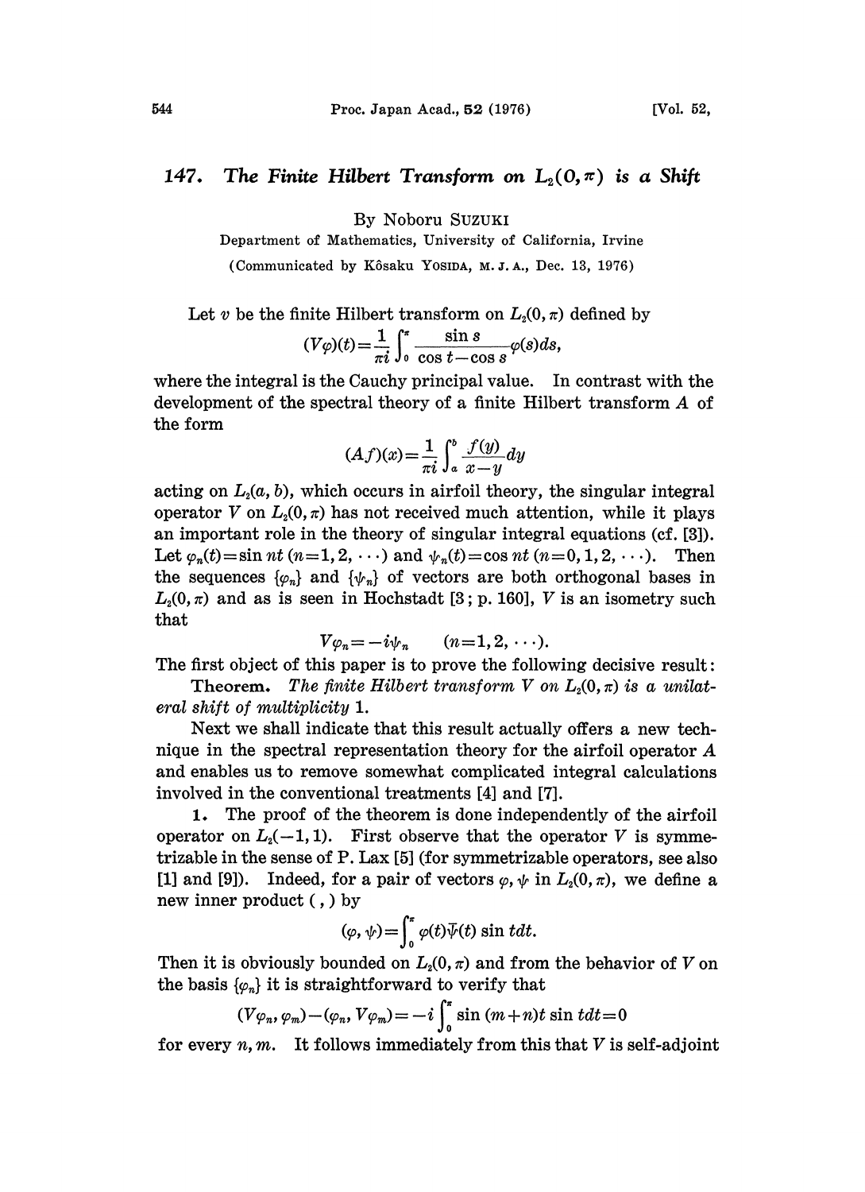# 147. *The Finite Hilbert Transform on $L_2(0, \pi)$ is a Shift*

By Noboru SUZUKI

Department of Mathematics, University of California, Irvine

(Communicated by Kôsaku YOSIDA, M. J. A., Dec. 13, 1976)

Let $v$ be the finite Hilbert transform on $L_2(0, \pi)$ defined by

$$(V\varphi)(t) = \frac{1}{\pi i}\int_0^\pi \frac{\sin s}{\cos t - \cos s}\varphi(s)ds,$$

where the integral is the Cauchy principal value. In contrast with the development of the spectral theory of a finite Hilbert transform $A$ of the form

$$(Af)(x) = \frac{1}{\pi i}\int_a^b \frac{f(y)}{x-y}dy$$

acting on $L_2(a, b)$, which occurs in airfoil theory, the singular integral operator $V$ on $L_2(0, \pi)$ has not received much attention, while it plays an important role in the theory of singular integral equations (cf. [3]). Let $\varphi_n(t) = \sin nt$ $(n=1, 2, \cdots)$ and $\psi_n(t) = \cos nt$ $(n=0, 1, 2, \cdots)$. Then the sequences $\{\varphi_n\}$ and $\{\psi_n\}$ of vectors are both orthogonal bases in $L_2(0, \pi)$ and as is seen in Hochstadt [3; p. 160], $V$ is an isometry such that

$$V\varphi_n = -i\psi_n \qquad (n=1, 2, \cdots).$$

The first object of this paper is to prove the following decisive result:

**Theorem.** *The finite Hilbert transform $V$ on $L_2(0, \pi)$ is a unilateral shift of multiplicity* 1.

Next we shall indicate that this result actually offers a new technique in the spectral representation theory for the airfoil operator $A$ and enables us to remove somewhat complicated integral calculations involved in the conventional treatments [4] and [7].

**1.** The proof of the theorem is done independently of the airfoil operator on $L_2(-1, 1)$. First observe that the operator $V$ is symmetrizable in the sense of P. Lax [5] (for symmetrizable operators, see also [1] and [9]). Indeed, for a pair of vectors $\varphi, \psi$ in $L_2(0, \pi)$, we define a new inner product $(\ ,\ )$ by

$$(\varphi, \psi) = \int_0^\pi \varphi(t)\bar{\psi}(t)\sin t dt.$$

Then it is obviously bounded on $L_2(0, \pi)$ and from the behavior of $V$ on the basis $\{\varphi_n\}$ it is straightforward to verify that

$$(V\varphi_n, \varphi_m) - (\varphi_n, V\varphi_m) = -i\int_0^\pi \sin(m+n)t \sin t dt = 0$$

for every $n, m$. It follows immediately from this that $V$ is self-adjoint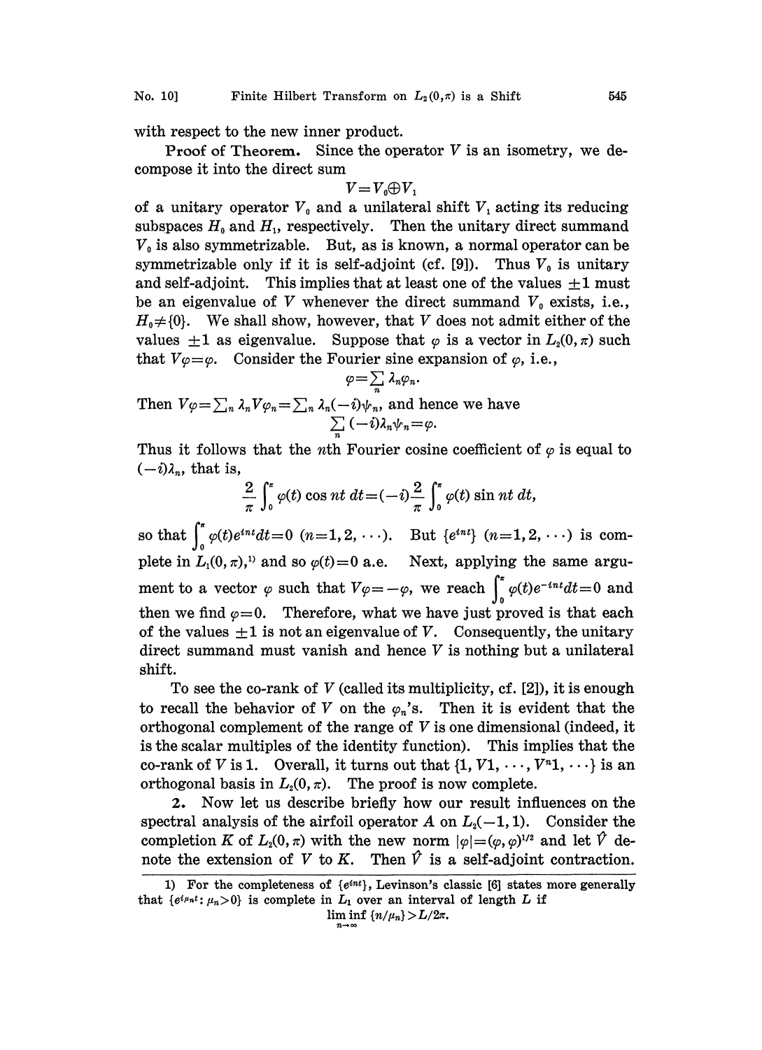with respect to the new inner product.

**Proof of Theorem.** Since the operator $V$ is an isometry, we decompose it into the direct sum

$$V = V_0 \oplus V_1$$

of a unitary operator $V_0$ and a unilateral shift $V_1$ acting its reducing subspaces $H_0$ and $H_1$, respectively. Then the unitary direct summand $V_0$ is also symmetrizable. But, as is known, a normal operator can be symmetrizable only if it is self-adjoint (cf. [9]). Thus $V_0$ is unitary and self-adjoint. This implies that at least one of the values $\pm 1$ must be an eigenvalue of $V$ whenever the direct summand $V_0$ exists, i.e., $H_0 \neq \{0\}$. We shall show, however, that $V$ does not admit either of the values $\pm 1$ as eigenvalue. Suppose that $\varphi$ is a vector in $L_2(0, \pi)$ such that $V\varphi = \varphi$. Consider the Fourier sine expansion of $\varphi$, i.e.,

$$\varphi = \sum_n \lambda_n \varphi_n.$$

Then $V\varphi = \sum_n \lambda_n V\varphi_n = \sum_n \lambda_n (-i)\psi_n$, and hence we have

$$\sum_n (-i)\lambda_n \psi_n = \varphi.$$

Thus it follows that the $n$th Fourier cosine coefficient of $\varphi$ is equal to $(-i)\lambda_n$, that is,

$$\frac{2}{\pi}\int_0^\pi \varphi(t) \cos nt \, dt = (-i)\frac{2}{\pi}\int_0^\pi \varphi(t) \sin nt \, dt,$$

so that $\int_0^\pi \varphi(t) e^{int} dt = 0$ $(n = 1, 2, \cdots)$. But $\{e^{int}\}$ $(n = 1, 2, \cdots)$ is complete in $L_1(0, \pi)$,[1] and so $\varphi(t) = 0$ a.e. Next, applying the same argument to a vector $\varphi$ such that $V\varphi = -\varphi$, we reach $\int_0^\pi \varphi(t) e^{-int} dt = 0$ and then we find $\varphi = 0$. Therefore, what we have just proved is that each of the values $\pm 1$ is not an eigenvalue of $V$. Consequently, the unitary direct summand must vanish and hence $V$ is nothing but a unilateral shift.

To see the co-rank of $V$ (called its multiplicity, cf. [2]), it is enough to recall the behavior of $V$ on the $\varphi_n$'s. Then it is evident that the orthogonal complement of the range of $V$ is one dimensional (indeed, it is the scalar multiples of the identity function). This implies that the co-rank of $V$ is 1. Overall, it turns out that $\{1, V1, \cdots, V^n 1, \cdots\}$ is an orthogonal basis in $L_2(0, \pi)$. The proof is now complete.

**2.** Now let us describe briefly how our result influences on the spectral analysis of the airfoil operator $A$ on $L_2(-1, 1)$. Consider the completion $K$ of $L_2(0, \pi)$ with the new norm $|\varphi| = (\varphi, \varphi)^{1/2}$ and let $\hat{V}$ denote the extension of $V$ to $K$. Then $\hat{V}$ is a self-adjoint contraction.

---

1) For the completeness of $\{e^{int}\}$, Levinson's classic [6] states more generally that $\{e^{i\mu_n t} : \mu_n > 0\}$ is complete in $L_1$ over an interval of length $L$ if

$$\liminf_{n \to \infty} \{n/\mu_n\} > L/2\pi.$$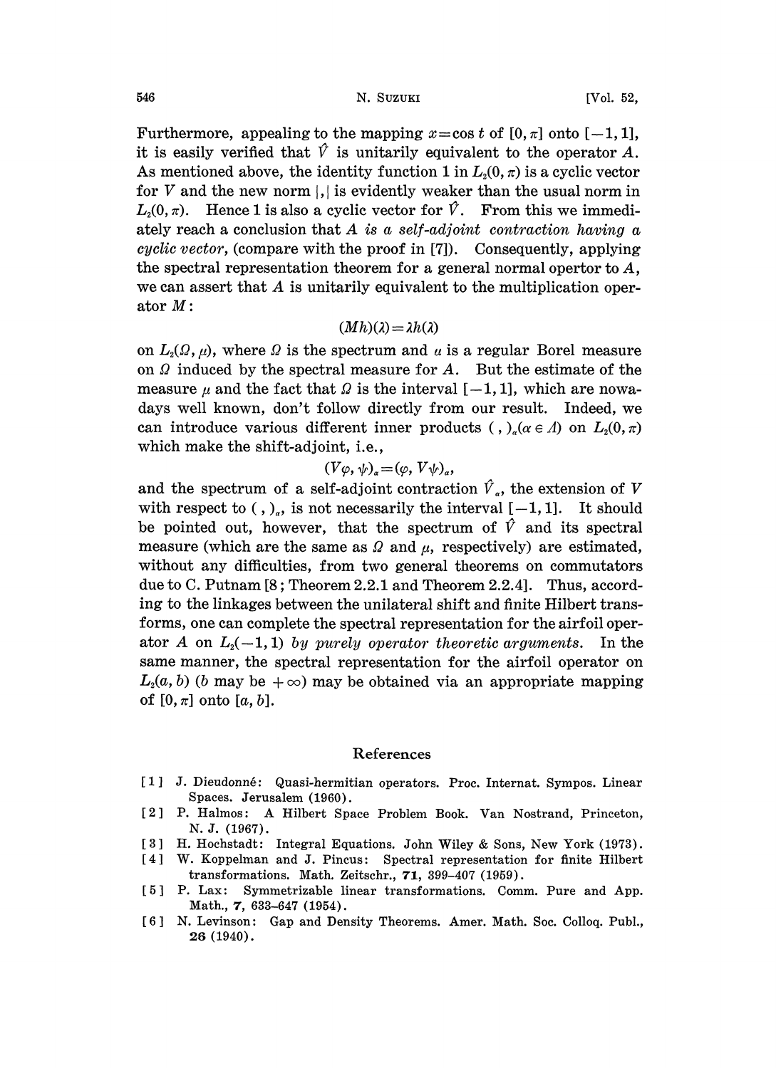Furthermore, appealing to the mapping $x=\cos t$ of $[0,\pi]$ onto $[-1,1]$, it is easily verified that $\hat{V}$ is unitarily equivalent to the operator $A$. As mentioned above, the identity function 1 in $L_2(0,\pi)$ is a cyclic vector for $V$ and the new norm $|,|$ is evidently weaker than the usual norm in $L_2(0,\pi)$. Hence 1 is also a cyclic vector for $\hat{V}$. From this we immediately reach a conclusion that *$A$ is a self-adjoint contraction having a cyclic vector*, (compare with the proof in [7]). Consequently, applying the spectral representation theorem for a general normal opertor to $A$, we can assert that $A$ is unitarily equivalent to the multiplication operator $M$:

$$(Mh)(\lambda)=\lambda h(\lambda)$$

on $L_2(\Omega,\mu)$, where $\Omega$ is the spectrum and $\mu$ is a regular Borel measure on $\Omega$ induced by the spectral measure for $A$. But the estimate of the measure $\mu$ and the fact that $\Omega$ is the interval $[-1,1]$, which are nowadays well known, don't follow directly from our result. Indeed, we can introduce various different inner products $(\ ,\ )_\alpha (\alpha \in \Lambda)$ on $L_2(0,\pi)$ which make the shift-adjoint, i.e.,

$$(V\varphi,\psi)_\alpha=(\varphi,V\psi)_\alpha,$$

and the spectrum of a self-adjoint contraction $\hat{V}_\alpha$, the extension of $V$ with respect to $(\ ,\ )_\alpha$, is not necessarily the interval $[-1,1]$. It should be pointed out, however, that the spectrum of $\hat{V}$ and its spectral measure (which are the same as $\Omega$ and $\mu$, respectively) are estimated, without any difficulties, from two general theorems on commutators due to C. Putnam [8; Theorem 2.2.1 and Theorem 2.2.4]. Thus, according to the linkages between the unilateral shift and finite Hilbert transforms, one can complete the spectral representation for the airfoil operator $A$ on $L_2(-1,1)$ *by purely operator theoretic arguments*. In the same manner, the spectral representation for the airfoil operator on $L_2(a,b)$ ($b$ may be $+\infty$) may be obtained via an appropriate mapping of $[0,\pi]$ onto $[a,b]$.

## References

[1] J. Dieudonné: Quasi-hermitian operators. Proc. Internat. Sympos. Linear Spaces. Jerusalem (1960).

[2] P. Halmos: A Hilbert Space Problem Book. Van Nostrand, Princeton, N. J. (1967).

[3] H. Hochstadt: Integral Equations. John Wiley & Sons, New York (1973).

[4] W. Koppelman and J. Pincus: Spectral representation for finite Hilbert transformations. Math. Zeitschr., **71**, 399–407 (1959).

[5] P. Lax: Symmetrizable linear transformations. Comm. Pure and App. Math., **7**, 633–647 (1954).

[6] N. Levinson: Gap and Density Theorems. Amer. Math. Soc. Colloq. Publ., **26** (1940).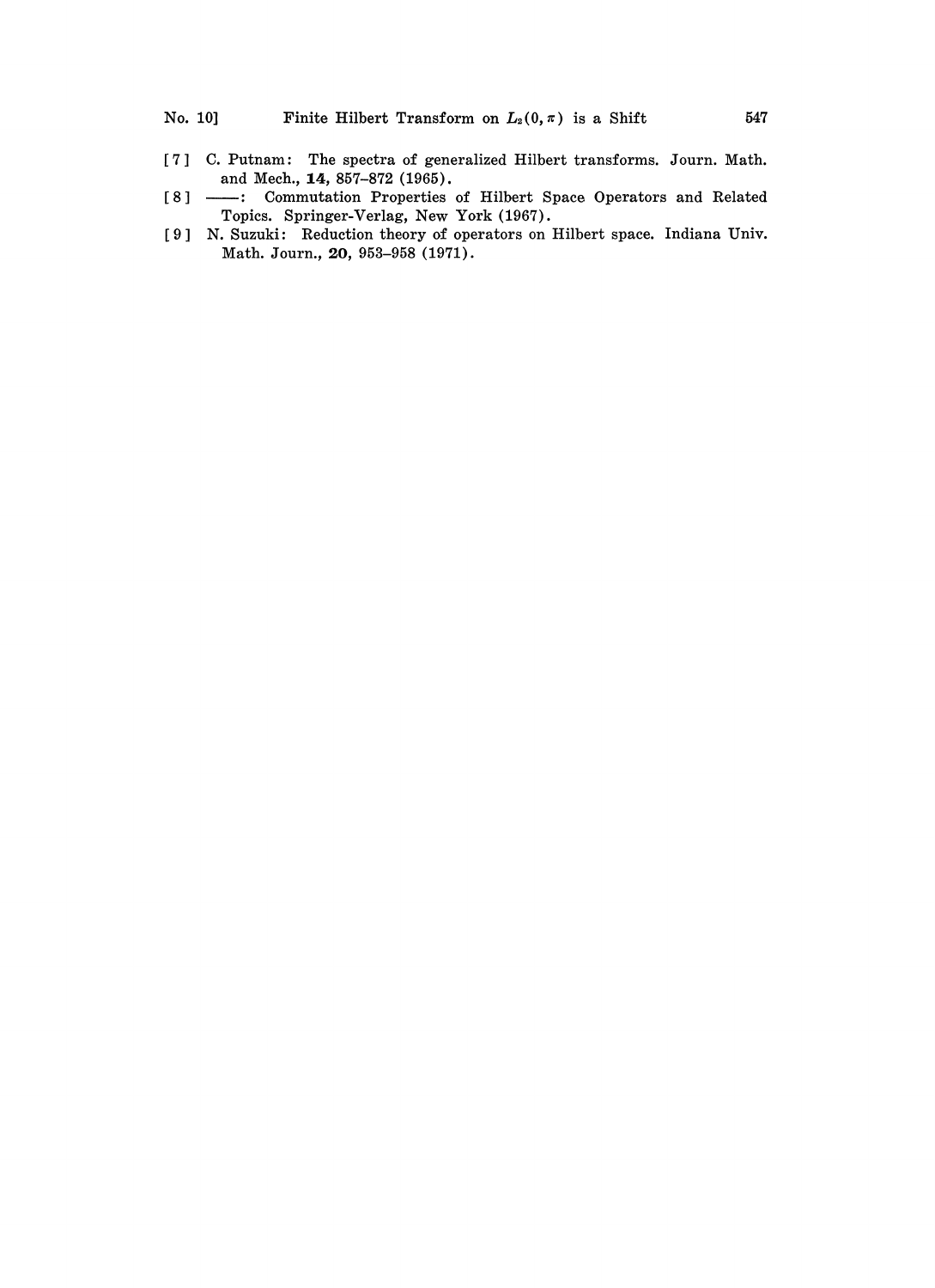[7] C. Putnam: The spectra of generalized Hilbert transforms. Journ. Math. and Mech., **14**, 857–872 (1965).

[8] ——: Commutation Properties of Hilbert Space Operators and Related Topics. Springer-Verlag, New York (1967).

[9] N. Suzuki: Reduction theory of operators on Hilbert space. Indiana Univ. Math. Journ., **20**, 953–958 (1971).